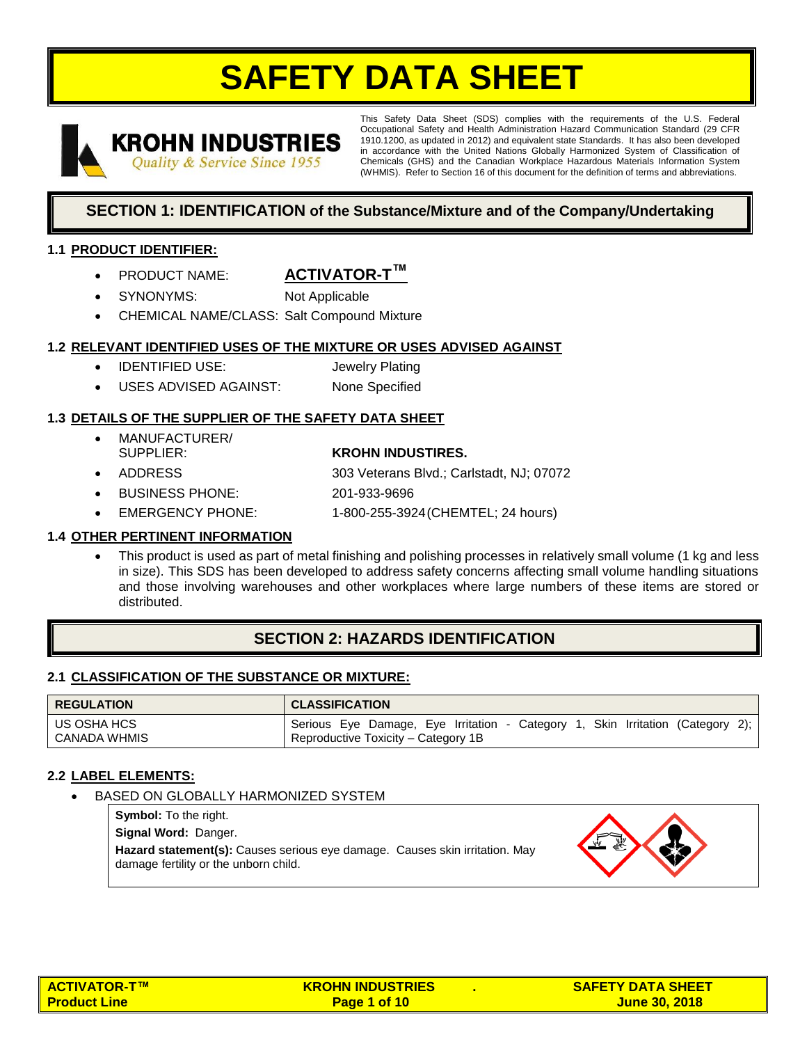# SAFETY DATA SHEET

**KROHN INDUSTRIES**
*Quality & Service Since 1955*

This Safety Data Sheet (SDS) complies with the requirements of the U.S. Federal Occupational Safety and Health Administration Hazard Communication Standard (29 CFR 1910.1200, as updated in 2012) and equivalent state Standards. It has also been developed in accordance with the United Nations Globally Harmonized System of Classification of Chemicals (GHS) and the Canadian Workplace Hazardous Materials Information System (WHMIS). Refer to Section 16 of this document for the definition of terms and abbreviations.

## SECTION 1: IDENTIFICATION of the Substance/Mixture and of the Company/Undertaking

### 1.1 PRODUCT IDENTIFIER:

- PRODUCT NAME: **ACTIVATOR-T™**
- SYNONYMS: Not Applicable
- CHEMICAL NAME/CLASS: Salt Compound Mixture

### 1.2 RELEVANT IDENTIFIED USES OF THE MIXTURE OR USES ADVISED AGAINST

- IDENTIFIED USE: Jewelry Plating
- USES ADVISED AGAINST: None Specified

### 1.3 DETAILS OF THE SUPPLIER OF THE SAFETY DATA SHEET

- MANUFACTURER/ SUPPLIER: **KROHN INDUSTIRES.**
- ADDRESS: 303 Veterans Blvd.; Carlstadt, NJ; 07072
- BUSINESS PHONE: 201-933-9696
- EMERGENCY PHONE: 1-800-255-3924 (CHEMTEL; 24 hours)

### 1.4 OTHER PERTINENT INFORMATION

- This product is used as part of metal finishing and polishing processes in relatively small volume (1 kg and less in size). This SDS has been developed to address safety concerns affecting small volume handling situations and those involving warehouses and other workplaces where large numbers of these items are stored or distributed.

## SECTION 2: HAZARDS IDENTIFICATION

### 2.1 CLASSIFICATION OF THE SUBSTANCE OR MIXTURE:

| REGULATION | CLASSIFICATION |
|---|---|
| US OSHA HCS<br>CANADA WHMIS | Serious Eye Damage, Eye Irritation - Category 1, Skin Irritation (Category 2); Reproductive Toxicity – Category 1B |

### 2.2 LABEL ELEMENTS:

- BASED ON GLOBALLY HARMONIZED SYSTEM

**Symbol:** To the right.

**Signal Word:** Danger.

**Hazard statement(s):** Causes serious eye damage. Causes skin irritation. May damage fertility or the unborn child.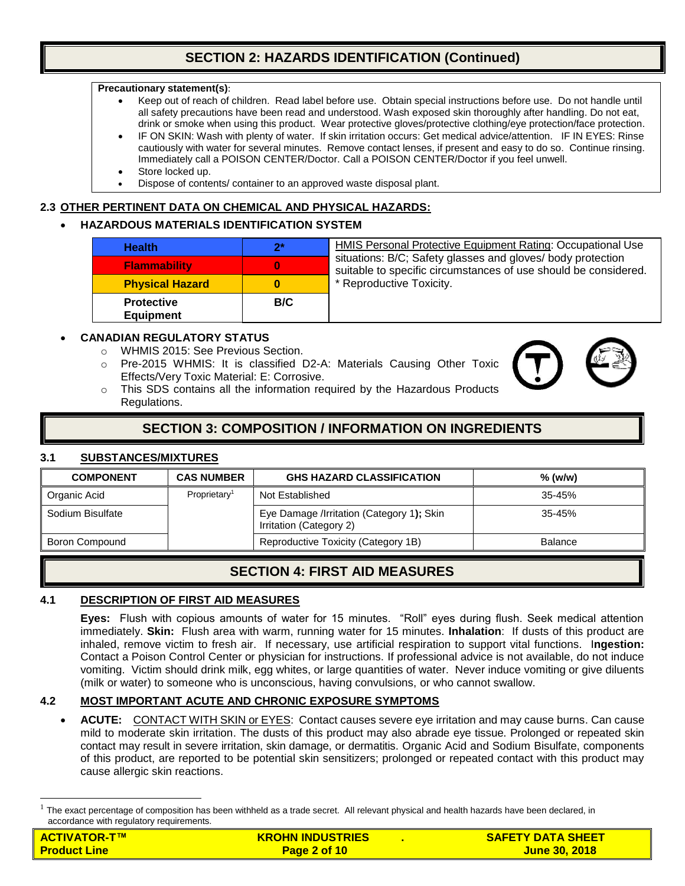## SECTION 2: HAZARDS IDENTIFICATION (Continued)

**Precautionary statement(s)**:

- Keep out of reach of children. Read label before use. Obtain special instructions before use. Do not handle until all safety precautions have been read and understood. Wash exposed skin thoroughly after handling. Do not eat, drink or smoke when using this product. Wear protective gloves/protective clothing/eye protection/face protection.
- IF ON SKIN: Wash with plenty of water. If skin irritation occurs: Get medical advice/attention. IF IN EYES: Rinse cautiously with water for several minutes. Remove contact lenses, if present and easy to do so. Continue rinsing. Immediately call a POISON CENTER/Doctor. Call a POISON CENTER/Doctor if you feel unwell.
- Store locked up.
- Dispose of contents/ container to an approved waste disposal plant.

### 2.3 OTHER PERTINENT DATA ON CHEMICAL AND PHYSICAL HAZARDS:

- **HAZARDOUS MATERIALS IDENTIFICATION SYSTEM**

| | | |
|---|---|---|
| **Health** | **2*** | HMIS Personal Protective Equipment Rating: Occupational Use situations: B/C; Safety glasses and gloves/ body protection suitable to specific circumstances of use should be considered. * Reproductive Toxicity. |
| **Flammability** | **0** | |
| **Physical Hazard** | **0** | |
| **Protective Equipment** | **B/C** | |

- **CANADIAN REGULATORY STATUS**
  - WHMIS 2015: See Previous Section.
  - Pre-2015 WHMIS: It is classified D2-A: Materials Causing Other Toxic Effects/Very Toxic Material: E: Corrosive.
  - This SDS contains all the information required by the Hazardous Products Regulations.

## SECTION 3: COMPOSITION / INFORMATION ON INGREDIENTS

### 3.1 SUBSTANCES/MIXTURES

| COMPONENT | CAS NUMBER | GHS HAZARD CLASSIFICATION | % (w/w) |
|---|---|---|---|
| Organic Acid | Proprietary[1] | Not Established | 35-45% |
| Sodium Bisulfate | | Eye Damage /Irritation (Category 1); Skin Irritation (Category 2) | 35-45% |
| Boron Compound | | Reproductive Toxicity (Category 1B) | Balance |

## SECTION 4: FIRST AID MEASURES

### 4.1 DESCRIPTION OF FIRST AID MEASURES

**Eyes:** Flush with copious amounts of water for 15 minutes. "Roll" eyes during flush. Seek medical attention immediately. **Skin:** Flush area with warm, running water for 15 minutes. **Inhalation**: If dusts of this product are inhaled, remove victim to fresh air. If necessary, use artificial respiration to support vital functions. **Ingestion:** Contact a Poison Control Center or physician for instructions. If professional advice is not available, do not induce vomiting. Victim should drink milk, egg whites, or large quantities of water. Never induce vomiting or give diluents (milk or water) to someone who is unconscious, having convulsions, or who cannot swallow.

### 4.2 MOST IMPORTANT ACUTE AND CHRONIC EXPOSURE SYMPTOMS

- **ACUTE:** CONTACT WITH SKIN or EYES: Contact causes severe eye irritation and may cause burns. Can cause mild to moderate skin irritation. The dusts of this product may also abrade eye tissue. Prolonged or repeated skin contact may result in severe irritation, skin damage, or dermatitis. Organic Acid and Sodium Bisulfate, components of this product, are reported to be potential skin sensitizers; prolonged or repeated contact with this product may cause allergic skin reactions.

[1] The exact percentage of composition has been withheld as a trade secret. All relevant physical and health hazards have been declared, in accordance with regulatory requirements.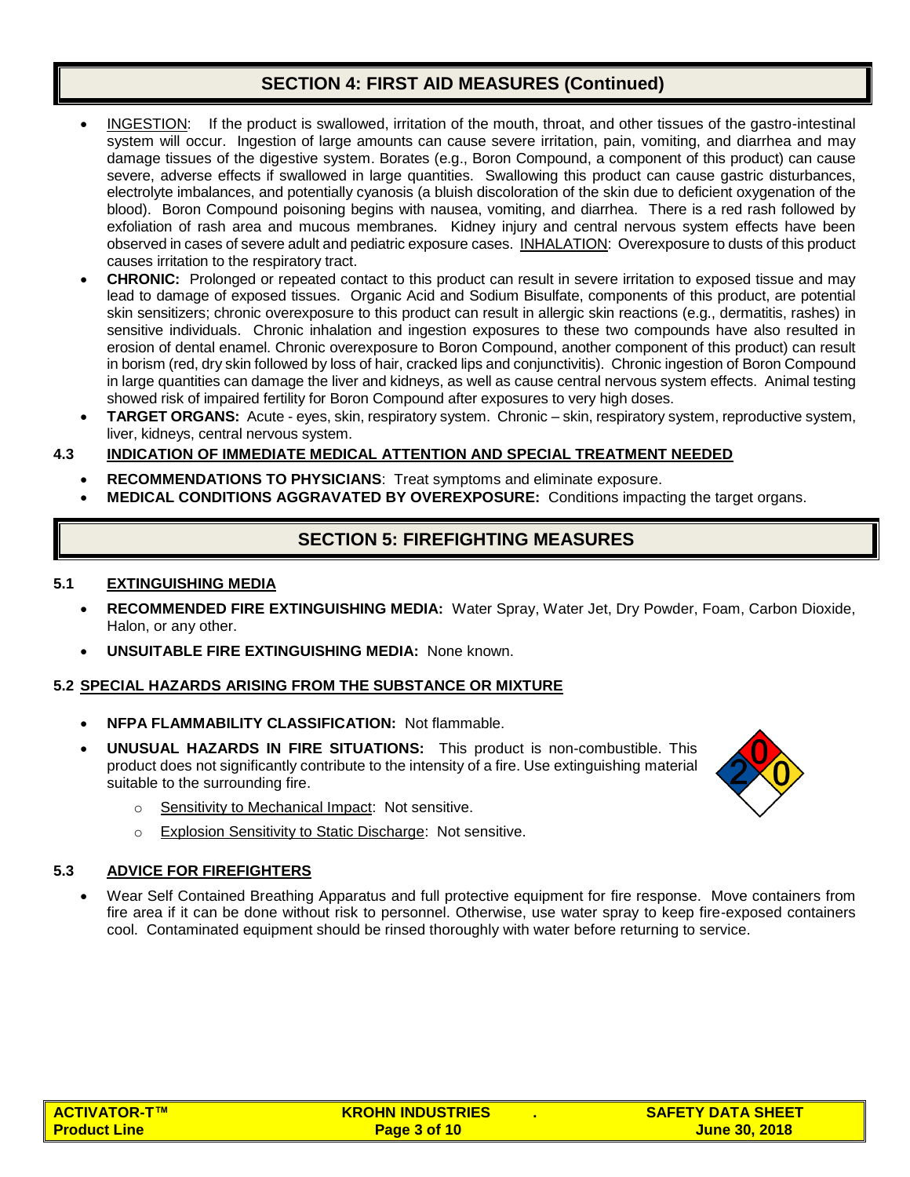## SECTION 4: FIRST AID MEASURES (Continued)

- INGESTION: If the product is swallowed, irritation of the mouth, throat, and other tissues of the gastro-intestinal system will occur. Ingestion of large amounts can cause severe irritation, pain, vomiting, and diarrhea and may damage tissues of the digestive system. Borates (e.g., Boron Compound, a component of this product) can cause severe, adverse effects if swallowed in large quantities. Swallowing this product can cause gastric disturbances, electrolyte imbalances, and potentially cyanosis (a bluish discoloration of the skin due to deficient oxygenation of the blood). Boron Compound poisoning begins with nausea, vomiting, and diarrhea. There is a red rash followed by exfoliation of rash area and mucous membranes. Kidney injury and central nervous system effects have been observed in cases of severe adult and pediatric exposure cases. INHALATION: Overexposure to dusts of this product causes irritation to the respiratory tract.
- **CHRONIC:** Prolonged or repeated contact to this product can result in severe irritation to exposed tissue and may lead to damage of exposed tissues. Organic Acid and Sodium Bisulfate, components of this product, are potential skin sensitizers; chronic overexposure to this product can result in allergic skin reactions (e.g., dermatitis, rashes) in sensitive individuals. Chronic inhalation and ingestion exposures to these two compounds have also resulted in erosion of dental enamel. Chronic overexposure to Boron Compound, another component of this product) can result in borism (red, dry skin followed by loss of hair, cracked lips and conjunctivitis). Chronic ingestion of Boron Compound in large quantities can damage the liver and kidneys, as well as cause central nervous system effects. Animal testing showed risk of impaired fertility for Boron Compound after exposures to very high doses.
- **TARGET ORGANS:** Acute - eyes, skin, respiratory system. Chronic – skin, respiratory system, reproductive system, liver, kidneys, central nervous system.

### 4.3 INDICATION OF IMMEDIATE MEDICAL ATTENTION AND SPECIAL TREATMENT NEEDED

- **RECOMMENDATIONS TO PHYSICIANS**: Treat symptoms and eliminate exposure.
- **MEDICAL CONDITIONS AGGRAVATED BY OVEREXPOSURE:** Conditions impacting the target organs.

## SECTION 5: FIREFIGHTING MEASURES

### 5.1 EXTINGUISHING MEDIA

- **RECOMMENDED FIRE EXTINGUISHING MEDIA:** Water Spray, Water Jet, Dry Powder, Foam, Carbon Dioxide, Halon, or any other.
- **UNSUITABLE FIRE EXTINGUISHING MEDIA:** None known.

### 5.2 SPECIAL HAZARDS ARISING FROM THE SUBSTANCE OR MIXTURE

- **NFPA FLAMMABILITY CLASSIFICATION:** Not flammable.
- **UNUSUAL HAZARDS IN FIRE SITUATIONS:** This product is non-combustible. This product does not significantly contribute to the intensity of a fire. Use extinguishing material suitable to the surrounding fire.
  - Sensitivity to Mechanical Impact: Not sensitive.
  - Explosion Sensitivity to Static Discharge: Not sensitive.

NFPA: Health 2, Flammability 0, Instability 0

### 5.3 ADVICE FOR FIREFIGHTERS

- Wear Self Contained Breathing Apparatus and full protective equipment for fire response. Move containers from fire area if it can be done without risk to personnel. Otherwise, use water spray to keep fire-exposed containers cool. Contaminated equipment should be rinsed thoroughly with water before returning to service.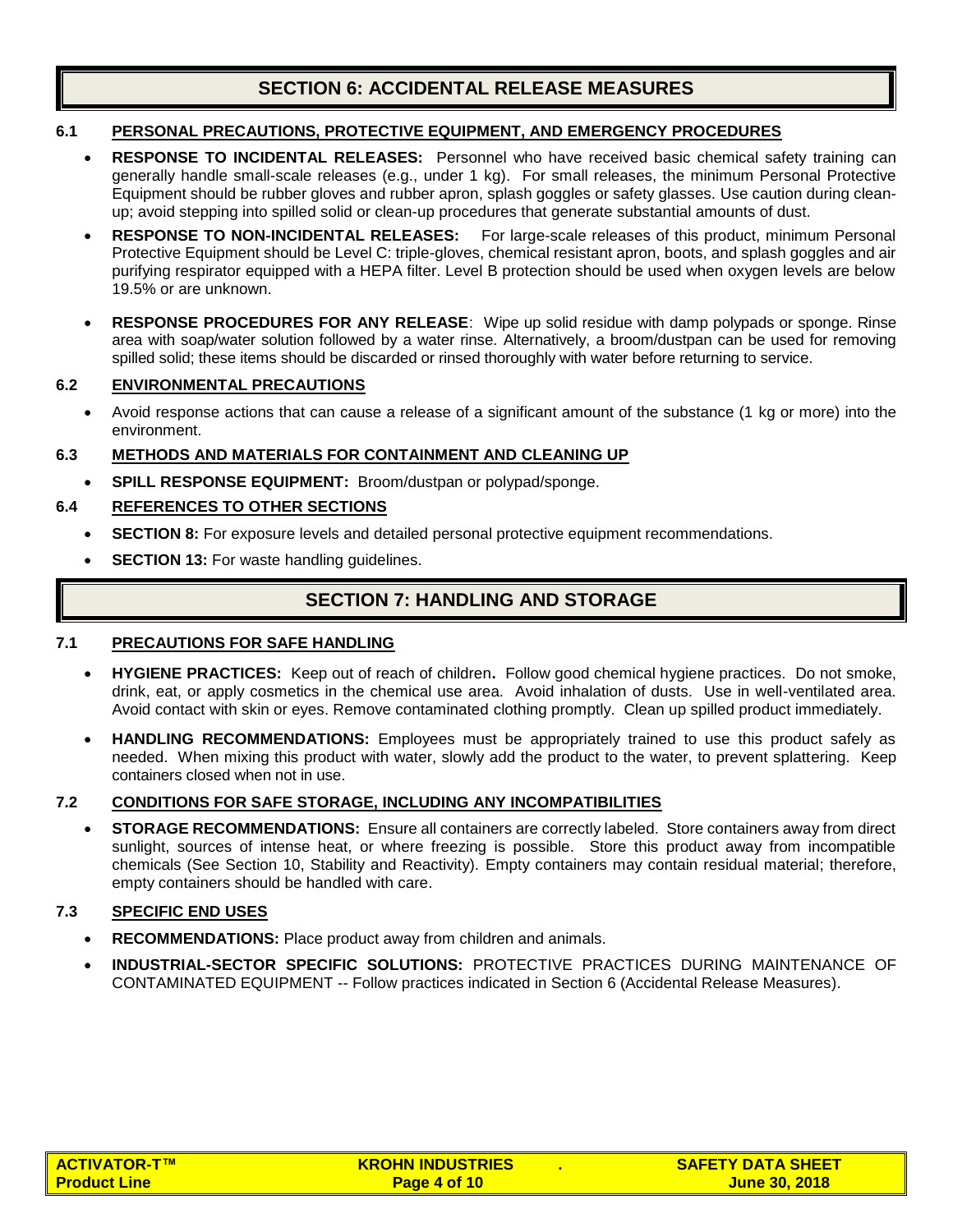## SECTION 6: ACCIDENTAL RELEASE MEASURES

### 6.1 PERSONAL PRECAUTIONS, PROTECTIVE EQUIPMENT, AND EMERGENCY PROCEDURES

- **RESPONSE TO INCIDENTAL RELEASES:** Personnel who have received basic chemical safety training can generally handle small-scale releases (e.g., under 1 kg). For small releases, the minimum Personal Protective Equipment should be rubber gloves and rubber apron, splash goggles or safety glasses. Use caution during clean-up; avoid stepping into spilled solid or clean-up procedures that generate substantial amounts of dust.
- **RESPONSE TO NON-INCIDENTAL RELEASES:** For large-scale releases of this product, minimum Personal Protective Equipment should be Level C: triple-gloves, chemical resistant apron, boots, and splash goggles and air purifying respirator equipped with a HEPA filter. Level B protection should be used when oxygen levels are below 19.5% or are unknown.
- **RESPONSE PROCEDURES FOR ANY RELEASE**: Wipe up solid residue with damp polypads or sponge. Rinse area with soap/water solution followed by a water rinse. Alternatively, a broom/dustpan can be used for removing spilled solid; these items should be discarded or rinsed thoroughly with water before returning to service.

### 6.2 ENVIRONMENTAL PRECAUTIONS

- Avoid response actions that can cause a release of a significant amount of the substance (1 kg or more) into the environment.

### 6.3 METHODS AND MATERIALS FOR CONTAINMENT AND CLEANING UP

- **SPILL RESPONSE EQUIPMENT:** Broom/dustpan or polypad/sponge.

### 6.4 REFERENCES TO OTHER SECTIONS

- **SECTION 8:** For exposure levels and detailed personal protective equipment recommendations.
- **SECTION 13:** For waste handling guidelines.

## SECTION 7: HANDLING AND STORAGE

### 7.1 PRECAUTIONS FOR SAFE HANDLING

- **HYGIENE PRACTICES:** Keep out of reach of children**.** Follow good chemical hygiene practices. Do not smoke, drink, eat, or apply cosmetics in the chemical use area. Avoid inhalation of dusts. Use in well-ventilated area. Avoid contact with skin or eyes. Remove contaminated clothing promptly. Clean up spilled product immediately.
- **HANDLING RECOMMENDATIONS:** Employees must be appropriately trained to use this product safely as needed. When mixing this product with water, slowly add the product to the water, to prevent splattering. Keep containers closed when not in use.

### 7.2 CONDITIONS FOR SAFE STORAGE, INCLUDING ANY INCOMPATIBILITIES

- **STORAGE RECOMMENDATIONS:** Ensure all containers are correctly labeled. Store containers away from direct sunlight, sources of intense heat, or where freezing is possible. Store this product away from incompatible chemicals (See Section 10, Stability and Reactivity). Empty containers may contain residual material; therefore, empty containers should be handled with care.

### 7.3 SPECIFIC END USES

- **RECOMMENDATIONS:** Place product away from children and animals.
- **INDUSTRIAL-SECTOR SPECIFIC SOLUTIONS:** PROTECTIVE PRACTICES DURING MAINTENANCE OF CONTAMINATED EQUIPMENT -- Follow practices indicated in Section 6 (Accidental Release Measures).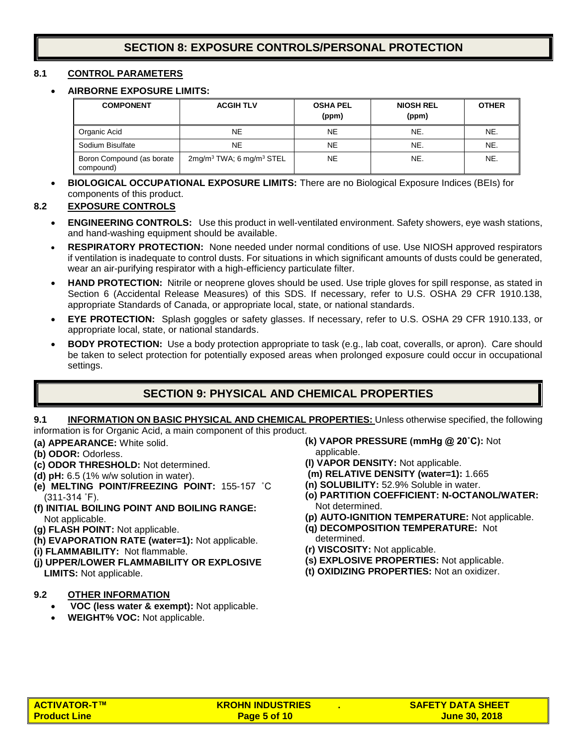## SECTION 8: EXPOSURE CONTROLS/PERSONAL PROTECTION

### 8.1 CONTROL PARAMETERS

- **AIRBORNE EXPOSURE LIMITS:**

| COMPONENT | ACGIH TLV | OSHA PEL (ppm) | NIOSH REL (ppm) | OTHER |
|---|---|---|---|---|
| Organic Acid | NE | NE | NE. | NE. |
| Sodium Bisulfate | NE | NE | NE. | NE. |
| Boron Compound (as borate compound) | 2mg/m$^3$ TWA; 6 mg/m$^3$ STEL | NE | NE. | NE. |

- **BIOLOGICAL OCCUPATIONAL EXPOSURE LIMITS:** There are no Biological Exposure Indices (BEIs) for components of this product.

### 8.2 EXPOSURE CONTROLS

- **ENGINEERING CONTROLS:** Use this product in well-ventilated environment. Safety showers, eye wash stations, and hand-washing equipment should be available.
- **RESPIRATORY PROTECTION:** None needed under normal conditions of use. Use NIOSH approved respirators if ventilation is inadequate to control dusts. For situations in which significant amounts of dusts could be generated, wear an air-purifying respirator with a high-efficiency particulate filter.
- **HAND PROTECTION:** Nitrile or neoprene gloves should be used. Use triple gloves for spill response, as stated in Section 6 (Accidental Release Measures) of this SDS. If necessary, refer to U.S. OSHA 29 CFR 1910.138, appropriate Standards of Canada, or appropriate local, state, or national standards.
- **EYE PROTECTION:** Splash goggles or safety glasses. If necessary, refer to U.S. OSHA 29 CFR 1910.133, or appropriate local, state, or national standards.
- **BODY PROTECTION:** Use a body protection appropriate to task (e.g., lab coat, coveralls, or apron). Care should be taken to select protection for potentially exposed areas when prolonged exposure could occur in occupational settings.

## SECTION 9: PHYSICAL AND CHEMICAL PROPERTIES

### 9.1 INFORMATION ON BASIC PHYSICAL AND CHEMICAL PROPERTIES:

Unless otherwise specified, the following information is for Organic Acid, a main component of this product.

**(a) APPEARANCE:** White solid.

**(b) ODOR:** Odorless.

**(c) ODOR THRESHOLD:** Not determined.

**(d) pH:** 6.5 (1% w/w solution in water).

**(e) MELTING POINT/FREEZING POINT:** 155-157 ˚C (311-314 ˚F).

**(f) INITIAL BOILING POINT AND BOILING RANGE:** Not applicable.

**(g) FLASH POINT:** Not applicable.

**(h) EVAPORATION RATE (water=1):** Not applicable.

**(i) FLAMMABILITY:** Not flammable.

**(j) UPPER/LOWER FLAMMABILITY OR EXPLOSIVE LIMITS:** Not applicable.

**(k) VAPOR PRESSURE (mmHg @ 20˚C):** Not applicable.

**(l) VAPOR DENSITY:** Not applicable.

**(m) RELATIVE DENSITY (water=1):** 1.665

**(n) SOLUBILITY:** 52.9% Soluble in water.

**(o) PARTITION COEFFICIENT: N-OCTANOL/WATER:** Not determined.

**(p) AUTO-IGNITION TEMPERATURE:** Not applicable.

**(q) DECOMPOSITION TEMPERATURE:** Not determined.

**(r) VISCOSITY:** Not applicable.

**(s) EXPLOSIVE PROPERTIES:** Not applicable.

**(t) OXIDIZING PROPERTIES:** Not an oxidizer.

### 9.2 OTHER INFORMATION

- **VOC (less water & exempt):** Not applicable.
- **WEIGHT% VOC:** Not applicable.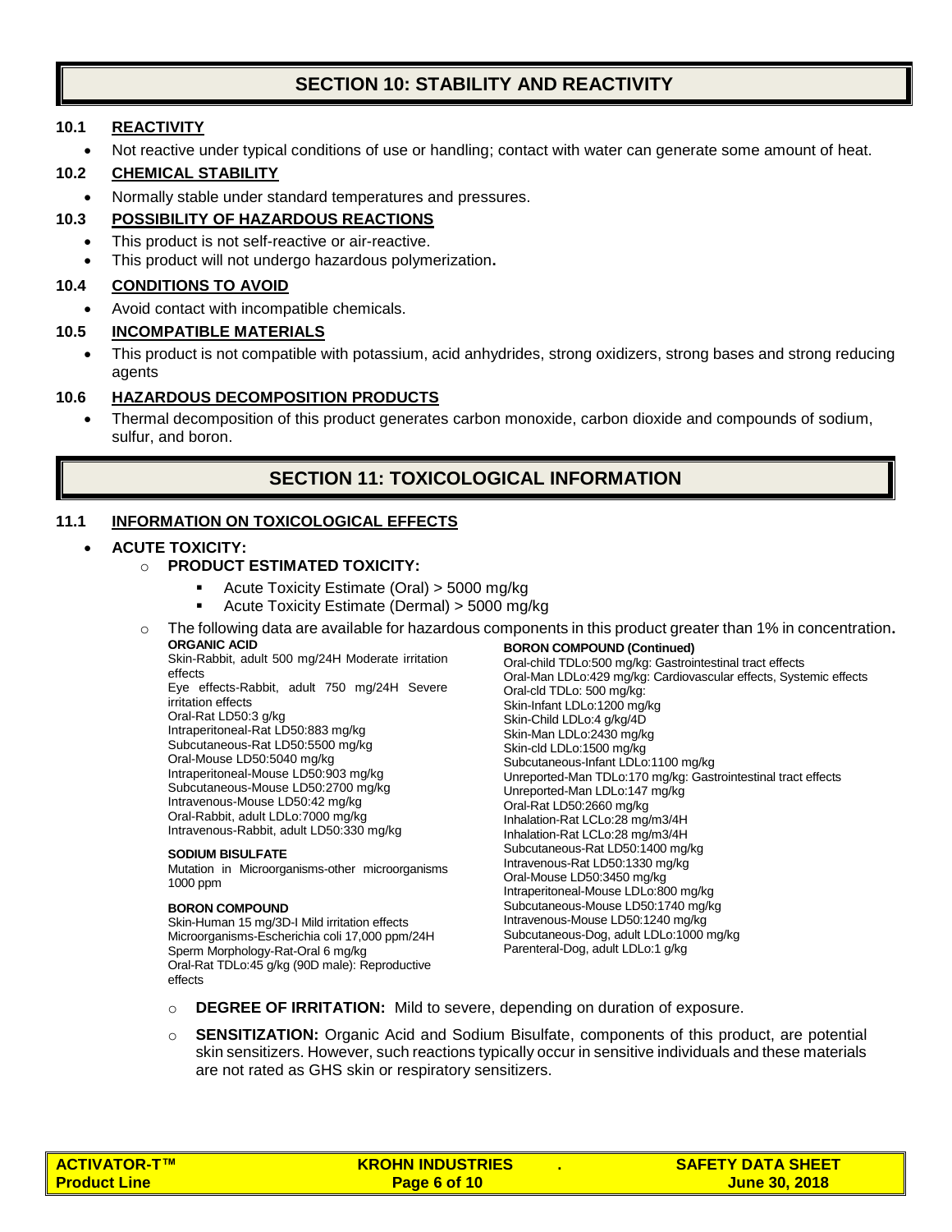# SECTION 10: STABILITY AND REACTIVITY

### 10.1 REACTIVITY

- Not reactive under typical conditions of use or handling; contact with water can generate some amount of heat.

### 10.2 CHEMICAL STABILITY

- Normally stable under standard temperatures and pressures.

### 10.3 POSSIBILITY OF HAZARDOUS REACTIONS

- This product is not self-reactive or air-reactive.
- This product will not undergo hazardous polymerization**.**

### 10.4 CONDITIONS TO AVOID

- Avoid contact with incompatible chemicals.

### 10.5 INCOMPATIBLE MATERIALS

- This product is not compatible with potassium, acid anhydrides, strong oxidizers, strong bases and strong reducing agents

### 10.6 HAZARDOUS DECOMPOSITION PRODUCTS

- Thermal decomposition of this product generates carbon monoxide, carbon dioxide and compounds of sodium, sulfur, and boron.

# SECTION 11: TOXICOLOGICAL INFORMATION

### 11.1 INFORMATION ON TOXICOLOGICAL EFFECTS

- **ACUTE TOXICITY:**
  - **PRODUCT ESTIMATED TOXICITY:**
    - Acute Toxicity Estimate (Oral) > 5000 mg/kg
    - Acute Toxicity Estimate (Dermal) > 5000 mg/kg
  - The following data are available for hazardous components in this product greater than 1% in concentration**.**

**ORGANIC ACID**
Skin-Rabbit, adult 500 mg/24H Moderate irritation effects
Eye effects-Rabbit, adult 750 mg/24H Severe irritation effects
Oral-Rat LD50:3 g/kg
Intraperitoneal-Rat LD50:883 mg/kg
Subcutaneous-Rat LD50:5500 mg/kg
Oral-Mouse LD50:5040 mg/kg
Intraperitoneal-Mouse LD50:903 mg/kg
Subcutaneous-Mouse LD50:2700 mg/kg
Intravenous-Mouse LD50:42 mg/kg
Oral-Rabbit, adult LDLo:7000 mg/kg
Intravenous-Rabbit, adult LD50:330 mg/kg

**SODIUM BISULFATE**
Mutation in Microorganisms-other microorganisms 1000 ppm

**BORON COMPOUND**
Skin-Human 15 mg/3D-I Mild irritation effects
Microorganisms-Escherichia coli 17,000 ppm/24H
Sperm Morphology-Rat-Oral 6 mg/kg
Oral-Rat TDLo:45 g/kg (90D male): Reproductive effects

**BORON COMPOUND (Continued)**
Oral-child TDLo:500 mg/kg: Gastrointestinal tract effects
Oral-Man LDLo:429 mg/kg: Cardiovascular effects, Systemic effects
Oral-cld TDLo: 500 mg/kg:
Skin-Infant LDLo:1200 mg/kg
Skin-Child LDLo:4 g/kg/4D
Skin-Man LDLo:2430 mg/kg
Skin-cld LDLo:1500 mg/kg
Subcutaneous-Infant LDLo:1100 mg/kg
Unreported-Man TDLo:170 mg/kg: Gastrointestinal tract effects
Unreported-Man LDLo:147 mg/kg
Oral-Rat LD50:2660 mg/kg
Inhalation-Rat LCLo:28 mg/m3/4H
Inhalation-Rat LCLo:28 mg/m3/4H
Subcutaneous-Rat LD50:1400 mg/kg
Intravenous-Rat LD50:1330 mg/kg
Oral-Mouse LD50:3450 mg/kg
Intraperitoneal-Mouse LDLo:800 mg/kg
Subcutaneous-Mouse LD50:1740 mg/kg
Intravenous-Mouse LD50:1240 mg/kg
Subcutaneous-Dog, adult LDLo:1000 mg/kg
Parenteral-Dog, adult LDLo:1 g/kg

- **DEGREE OF IRRITATION:** Mild to severe, depending on duration of exposure.
- **SENSITIZATION:** Organic Acid and Sodium Bisulfate, components of this product, are potential skin sensitizers. However, such reactions typically occur in sensitive individuals and these materials are not rated as GHS skin or respiratory sensitizers.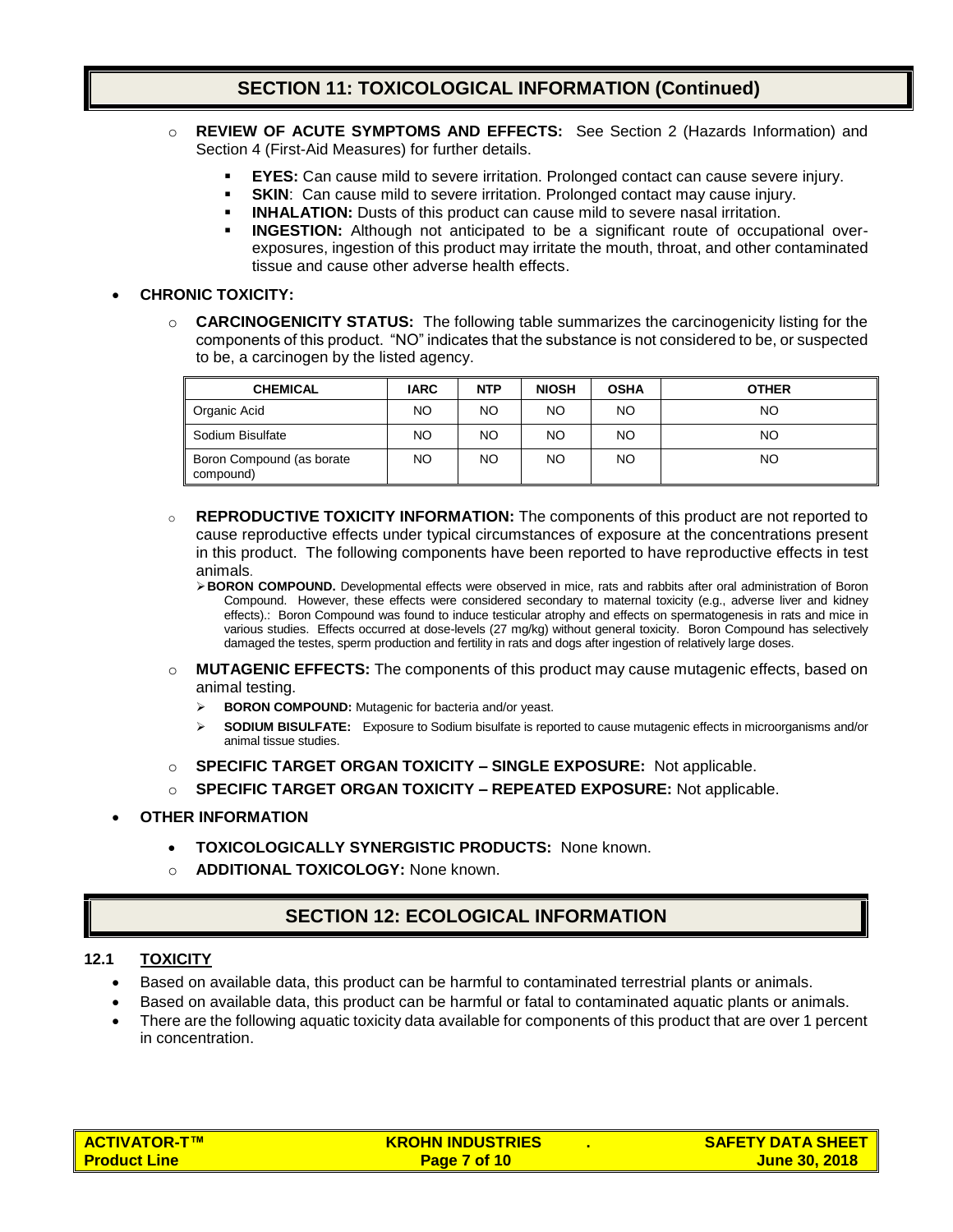## SECTION 11: TOXICOLOGICAL INFORMATION (Continued)

- **REVIEW OF ACUTE SYMPTOMS AND EFFECTS:** See Section 2 (Hazards Information) and Section 4 (First-Aid Measures) for further details.
  - **EYES:** Can cause mild to severe irritation. Prolonged contact can cause severe injury.
  - **SKIN**: Can cause mild to severe irritation. Prolonged contact may cause injury.
  - **INHALATION:** Dusts of this product can cause mild to severe nasal irritation.
  - **INGESTION:** Although not anticipated to be a significant route of occupational over-exposures, ingestion of this product may irritate the mouth, throat, and other contaminated tissue and cause other adverse health effects.

- **CHRONIC TOXICITY:**
  - **CARCINOGENICITY STATUS:** The following table summarizes the carcinogenicity listing for the components of this product. "NO" indicates that the substance is not considered to be, or suspected to be, a carcinogen by the listed agency.

| CHEMICAL | IARC | NTP | NIOSH | OSHA | OTHER |
|---|---|---|---|---|---|
| Organic Acid | NO | NO | NO | NO | NO |
| Sodium Bisulfate | NO | NO | NO | NO | NO |
| Boron Compound (as borate compound) | NO | NO | NO | NO | NO |

  - **REPRODUCTIVE TOXICITY INFORMATION:** The components of this product are not reported to cause reproductive effects under typical circumstances of exposure at the concentrations present in this product. The following components have been reported to have reproductive effects in test animals.
    - **BORON COMPOUND.** Developmental effects were observed in mice, rats and rabbits after oral administration of Boron Compound. However, these effects were considered secondary to maternal toxicity (e.g., adverse liver and kidney effects).: Boron Compound was found to induce testicular atrophy and effects on spermatogenesis in rats and mice in various studies. Effects occurred at dose-levels (27 mg/kg) without general toxicity. Boron Compound has selectively damaged the testes, sperm production and fertility in rats and dogs after ingestion of relatively large doses.
  - **MUTAGENIC EFFECTS:** The components of this product may cause mutagenic effects, based on animal testing.
    - **BORON COMPOUND:** Mutagenic for bacteria and/or yeast.
    - **SODIUM BISULFATE:** Exposure to Sodium bisulfate is reported to cause mutagenic effects in microorganisms and/or animal tissue studies.
  - **SPECIFIC TARGET ORGAN TOXICITY – SINGLE EXPOSURE:** Not applicable.
  - **SPECIFIC TARGET ORGAN TOXICITY – REPEATED EXPOSURE:** Not applicable.

- **OTHER INFORMATION**
  - **TOXICOLOGICALLY SYNERGISTIC PRODUCTS:** None known.
  - **ADDITIONAL TOXICOLOGY:** None known.

## SECTION 12: ECOLOGICAL INFORMATION

### 12.1 TOXICITY

- Based on available data, this product can be harmful to contaminated terrestrial plants or animals.
- Based on available data, this product can be harmful or fatal to contaminated aquatic plants or animals.
- There are the following aquatic toxicity data available for components of this product that are over 1 percent in concentration.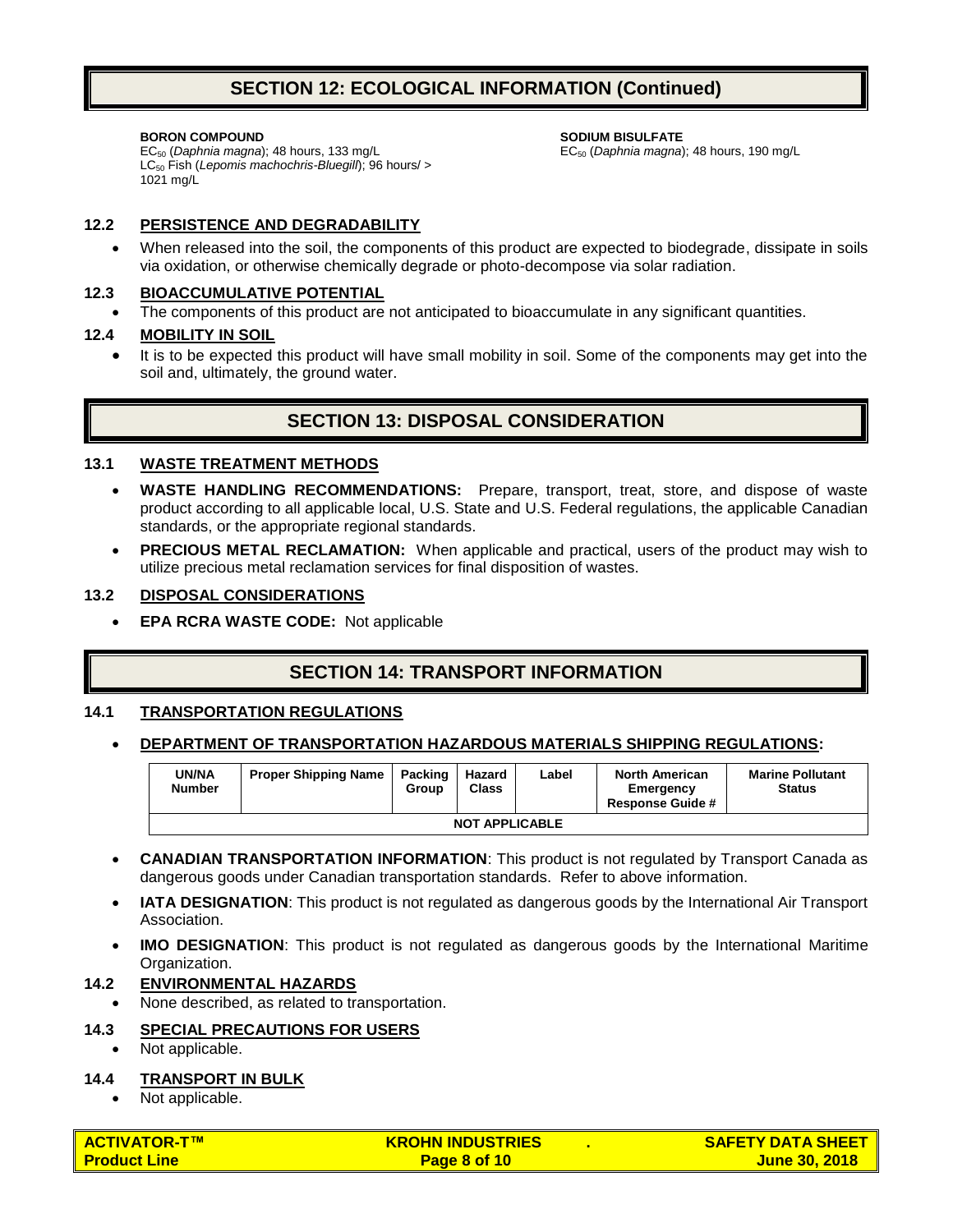## SECTION 12: ECOLOGICAL INFORMATION (Continued)

**BORON COMPOUND**
$EC_{50}$ (*Daphnia magna*); 48 hours, 133 mg/L
$LC_{50}$ Fish (*Lepomis machochris-Bluegill*); 96 hours/ > 1021 mg/L

**SODIUM BISULFATE**
$EC_{50}$ (*Daphnia magna*); 48 hours, 190 mg/L

### 12.2 PERSISTENCE AND DEGRADABILITY

- When released into the soil, the components of this product are expected to biodegrade, dissipate in soils via oxidation, or otherwise chemically degrade or photo-decompose via solar radiation.

### 12.3 BIOACCUMULATIVE POTENTIAL

- The components of this product are not anticipated to bioaccumulate in any significant quantities.

### 12.4 MOBILITY IN SOIL

- It is to be expected this product will have small mobility in soil. Some of the components may get into the soil and, ultimately, the ground water.

## SECTION 13: DISPOSAL CONSIDERATION

### 13.1 WASTE TREATMENT METHODS

- **WASTE HANDLING RECOMMENDATIONS:** Prepare, transport, treat, store, and dispose of waste product according to all applicable local, U.S. State and U.S. Federal regulations, the applicable Canadian standards, or the appropriate regional standards.
- **PRECIOUS METAL RECLAMATION:** When applicable and practical, users of the product may wish to utilize precious metal reclamation services for final disposition of wastes.

### 13.2 DISPOSAL CONSIDERATIONS

- **EPA RCRA WASTE CODE:** Not applicable

## SECTION 14: TRANSPORT INFORMATION

### 14.1 TRANSPORTATION REGULATIONS

- **DEPARTMENT OF TRANSPORTATION HAZARDOUS MATERIALS SHIPPING REGULATIONS:**

| UN/NA Number | Proper Shipping Name | Packing Group | Hazard Class | Label | North American Emergency Response Guide # | Marine Pollutant Status |
|---|---|---|---|---|---|---|
| NOT APPLICABLE | | | | | | |

- **CANADIAN TRANSPORTATION INFORMATION**: This product is not regulated by Transport Canada as dangerous goods under Canadian transportation standards. Refer to above information.
- **IATA DESIGNATION**: This product is not regulated as dangerous goods by the International Air Transport Association.
- **IMO DESIGNATION**: This product is not regulated as dangerous goods by the International Maritime Organization.

### 14.2 ENVIRONMENTAL HAZARDS

- None described, as related to transportation.

### 14.3 SPECIAL PRECAUTIONS FOR USERS

- Not applicable.

### 14.4 TRANSPORT IN BULK

- Not applicable.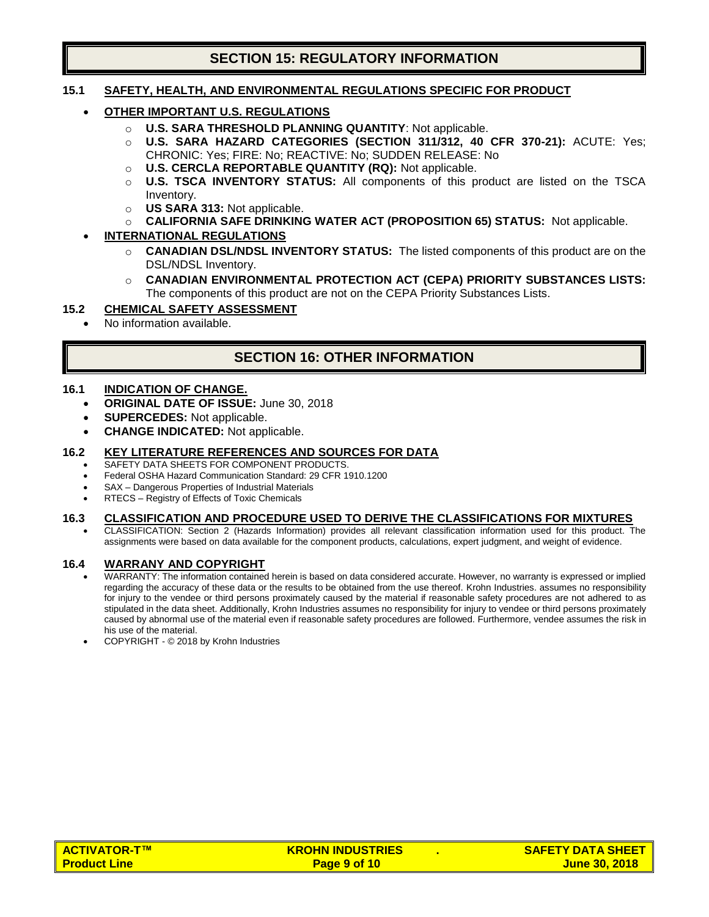## SECTION 15: REGULATORY INFORMATION

### 15.1 SAFETY, HEALTH, AND ENVIRONMENTAL REGULATIONS SPECIFIC FOR PRODUCT

- **OTHER IMPORTANT U.S. REGULATIONS**
  - **U.S. SARA THRESHOLD PLANNING QUANTITY**: Not applicable.
  - **U.S. SARA HAZARD CATEGORIES (SECTION 311/312, 40 CFR 370-21):** ACUTE: Yes; CHRONIC: Yes; FIRE: No; REACTIVE: No; SUDDEN RELEASE: No
  - **U.S. CERCLA REPORTABLE QUANTITY (RQ):** Not applicable.
  - **U.S. TSCA INVENTORY STATUS:** All components of this product are listed on the TSCA Inventory.
  - **US SARA 313:** Not applicable.
  - **CALIFORNIA SAFE DRINKING WATER ACT (PROPOSITION 65) STATUS:** Not applicable.
- **INTERNATIONAL REGULATIONS**
  - **CANADIAN DSL/NDSL INVENTORY STATUS:** The listed components of this product are on the DSL/NDSL Inventory.
  - **CANADIAN ENVIRONMENTAL PROTECTION ACT (CEPA) PRIORITY SUBSTANCES LISTS:** The components of this product are not on the CEPA Priority Substances Lists.

### 15.2 CHEMICAL SAFETY ASSESSMENT

- No information available.

## SECTION 16: OTHER INFORMATION

### 16.1 INDICATION OF CHANGE.

- **ORIGINAL DATE OF ISSUE:** June 30, 2018
- **SUPERCEDES:** Not applicable.
- **CHANGE INDICATED:** Not applicable.

### 16.2 KEY LITERATURE REFERENCES AND SOURCES FOR DATA

- SAFETY DATA SHEETS FOR COMPONENT PRODUCTS.
- Federal OSHA Hazard Communication Standard: 29 CFR 1910.1200
- SAX – Dangerous Properties of Industrial Materials
- RTECS – Registry of Effects of Toxic Chemicals

### 16.3 CLASSIFICATION AND PROCEDURE USED TO DERIVE THE CLASSIFICATIONS FOR MIXTURES

- CLASSIFICATION: Section 2 (Hazards Information) provides all relevant classification information used for this product. The assignments were based on data available for the component products, calculations, expert judgment, and weight of evidence.

### 16.4 WARRANTY AND COPYRIGHT

- WARRANTY: The information contained herein is based on data considered accurate. However, no warranty is expressed or implied regarding the accuracy of these data or the results to be obtained from the use thereof. Krohn Industries. assumes no responsibility for injury to the vendee or third persons proximately caused by the material if reasonable safety procedures are not adhered to as stipulated in the data sheet. Additionally, Krohn Industries assumes no responsibility for injury to vendee or third persons proximately caused by abnormal use of the material even if reasonable safety procedures are followed. Furthermore, vendee assumes the risk in his use of the material.
- COPYRIGHT - © 2018 by Krohn Industries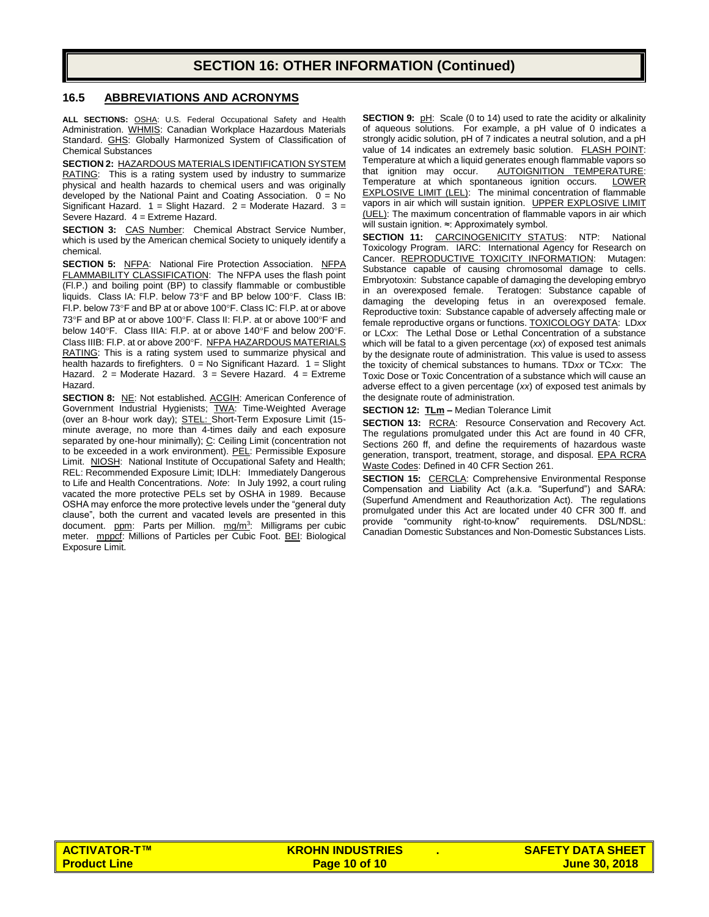# SECTION 16: OTHER INFORMATION (Continued)

## 16.5 ABBREVIATIONS AND ACRONYMS

**ALL SECTIONS:** OSHA: U.S. Federal Occupational Safety and Health Administration. WHMIS: Canadian Workplace Hazardous Materials Standard. GHS: Globally Harmonized System of Classification of Chemical Substances

**SECTION 2:** HAZARDOUS MATERIALS IDENTIFICATION SYSTEM RATING: This is a rating system used by industry to summarize physical and health hazards to chemical users and was originally developed by the National Paint and Coating Association. 0 = No Significant Hazard. 1 = Slight Hazard. 2 = Moderate Hazard. 3 = Severe Hazard. 4 = Extreme Hazard.

**SECTION 3:** CAS Number: Chemical Abstract Service Number, which is used by the American chemical Society to uniquely identify a chemical.

**SECTION 5:** NFPA: National Fire Protection Association. NFPA FLAMMABILITY CLASSIFICATION: The NFPA uses the flash point (Fl.P.) and boiling point (BP) to classify flammable or combustible liquids. Class IA: Fl.P. below 73°F and BP below 100°F. Class IB: Fl.P. below 73°F and BP at or above 100°F. Class IC: Fl.P. at or above 73°F and BP at or above 100°F. Class II: Fl.P. at or above 100°F and below 140°F. Class IIIA: Fl.P. at or above 140°F and below 200°F. Class IIIB: Fl.P. at or above 200°F. NFPA HAZARDOUS MATERIALS RATING: This is a rating system used to summarize physical and health hazards to firefighters. 0 = No Significant Hazard. 1 = Slight Hazard. 2 = Moderate Hazard. 3 = Severe Hazard. 4 = Extreme Hazard.

**SECTION 8:** NE: Not established. ACGIH: American Conference of Government Industrial Hygienists; TWA: Time-Weighted Average (over an 8-hour work day); STEL: Short-Term Exposure Limit (15-minute average, no more than 4-times daily and each exposure separated by one-hour minimally); C: Ceiling Limit (concentration not to be exceeded in a work environment). PEL: Permissible Exposure Limit. NIOSH: National Institute of Occupational Safety and Health; REL: Recommended Exposure Limit; IDLH: Immediately Dangerous to Life and Health Concentrations. *Note*: In July 1992, a court ruling vacated the more protective PELs set by OSHA in 1989. Because OSHA may enforce the more protective levels under the "general duty clause", both the current and vacated levels are presented in this document. ppm: Parts per Million. $mg/m^3$: Milligrams per cubic meter. mppcf: Millions of Particles per Cubic Foot. BEI: Biological Exposure Limit.

**SECTION 9:** pH: Scale (0 to 14) used to rate the acidity or alkalinity of aqueous solutions. For example, a pH value of 0 indicates a strongly acidic solution, pH of 7 indicates a neutral solution, and a pH value of 14 indicates an extremely basic solution. FLASH POINT: Temperature at which a liquid generates enough flammable vapors so that ignition may occur. AUTOIGNITION TEMPERATURE: Temperature at which spontaneous ignition occurs. LOWER EXPLOSIVE LIMIT (LEL): The minimal concentration of flammable vapors in air which will sustain ignition. UPPER EXPLOSIVE LIMIT (UEL): The maximum concentration of flammable vapors in air which will sustain ignition. ≈: Approximately symbol.

**SECTION 11:** CARCINOGENICITY STATUS: NTP: National Toxicology Program. IARC: International Agency for Research on Cancer. REPRODUCTIVE TOXICITY INFORMATION: Mutagen: Substance capable of causing chromosomal damage to cells. Embryotoxin: Substance capable of damaging the developing embryo in an overexposed female. Teratogen: Substance capable of damaging the developing fetus in an overexposed female. Reproductive toxin: Substance capable of adversely affecting male or female reproductive organs or functions. TOXICOLOGY DATA: LD*xx* or LC*xx*: The Lethal Dose or Lethal Concentration of a substance which will be fatal to a given percentage (*xx*) of exposed test animals by the designate route of administration. This value is used to assess the toxicity of chemical substances to humans. TD*xx* or TC*xx*: The Toxic Dose or Toxic Concentration of a substance which will cause an adverse effect to a given percentage (*xx*) of exposed test animals by the designate route of administration.

**SECTION 12: TLm –** Median Tolerance Limit

**SECTION 13:** RCRA: Resource Conservation and Recovery Act. The regulations promulgated under this Act are found in 40 CFR, Sections 260 ff, and define the requirements of hazardous waste generation, transport, treatment, storage, and disposal. EPA RCRA Waste Codes: Defined in 40 CFR Section 261.

**SECTION 15:** CERCLA: Comprehensive Environmental Response Compensation and Liability Act (a.k.a. "Superfund") and SARA: (Superfund Amendment and Reauthorization Act). The regulations promulgated under this Act are located under 40 CFR 300 ff. and provide "community right-to-know" requirements. DSL/NDSL: Canadian Domestic Substances and Non-Domestic Substances Lists.